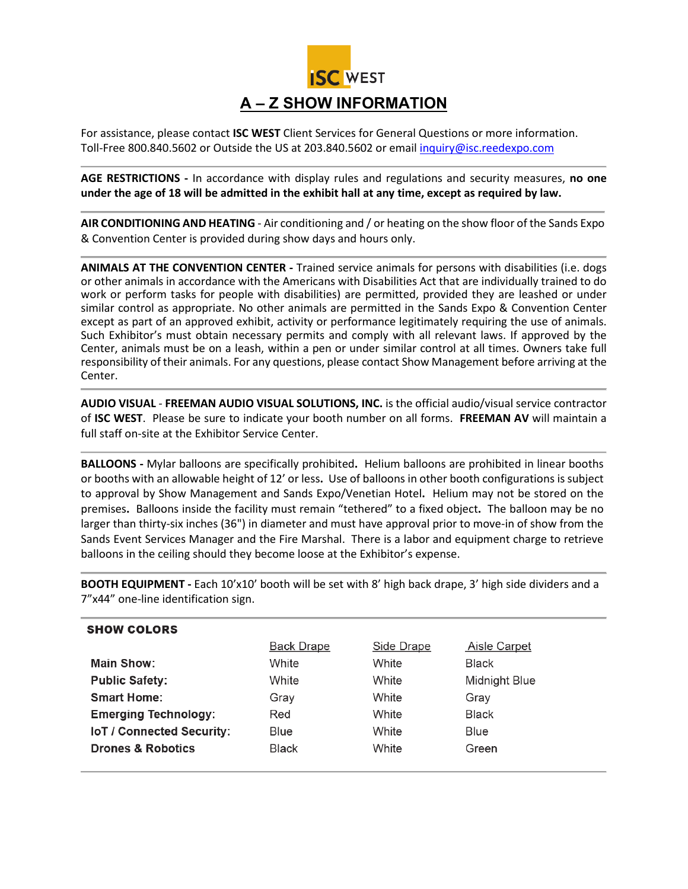ISC WEST

# A – Z SHOW INFORMATION

For assistance, please contact **ISC WEST** Client Services for General Questions or more information. Toll-Free 800.840.5602 or Outside the US at 203.840.5602 or email inquiry@isc.reedexpo.com

---

**AGE RESTRICTIONS -** In accordance with display rules and regulations and security measures, **no one under the age of 18 will be admitted in the exhibit hall at any time, except as required by law.**

---

**AIR CONDITIONING AND HEATING** - Air conditioning and / or heating on the show floor of the Sands Expo & Convention Center is provided during show days and hours only.

---

**ANIMALS AT THE CONVENTION CENTER -** Trained service animals for persons with disabilities (i.e. dogs or other animals in accordance with the Americans with Disabilities Act that are individually trained to do work or perform tasks for people with disabilities) are permitted, provided they are leashed or under similar control as appropriate. No other animals are permitted in the Sands Expo & Convention Center except as part of an approved exhibit, activity or performance legitimately requiring the use of animals. Such Exhibitor's must obtain necessary permits and comply with all relevant laws. If approved by the Center, animals must be on a leash, within a pen or under similar control at all times. Owners take full responsibility of their animals. For any questions, please contact Show Management before arriving at the Center.

---

**AUDIO VISUAL** - **FREEMAN AUDIO VISUAL SOLUTIONS, INC.** is the official audio/visual service contractor of **ISC WEST**. Please be sure to indicate your booth number on all forms. **FREEMAN AV** will maintain a full staff on-site at the Exhibitor Service Center.

---

**BALLOONS -** Mylar balloons are specifically prohibited**.** Helium balloons are prohibited in linear booths or booths with an allowable height of 12' or less**.** Use of balloons in other booth configurations is subject to approval by Show Management and Sands Expo/Venetian Hotel**.** Helium may not be stored on the premises**.** Balloons inside the facility must remain "tethered" to a fixed object**.** The balloon may be no larger than thirty-six inches (36") in diameter and must have approval prior to move-in of show from the Sands Event Services Manager and the Fire Marshal. There is a labor and equipment charge to retrieve balloons in the ceiling should they become loose at the Exhibitor's expense.

---

**BOOTH EQUIPMENT -** Each 10'x10' booth will be set with 8' high back drape, 3' high side dividers and a 7"x44" one-line identification sign.

---

**SHOW COLORS**

| | Back Drape | Side Drape | Aisle Carpet |
|---|---|---|---|
| **Main Show:** | White | White | Black |
| **Public Safety:** | White | White | Midnight Blue |
| **Smart Home:** | Gray | White | Gray |
| **Emerging Technology:** | Red | White | Black |
| **IoT / Connected Security:** | Blue | White | Blue |
| **Drones & Robotics** | Black | White | Green |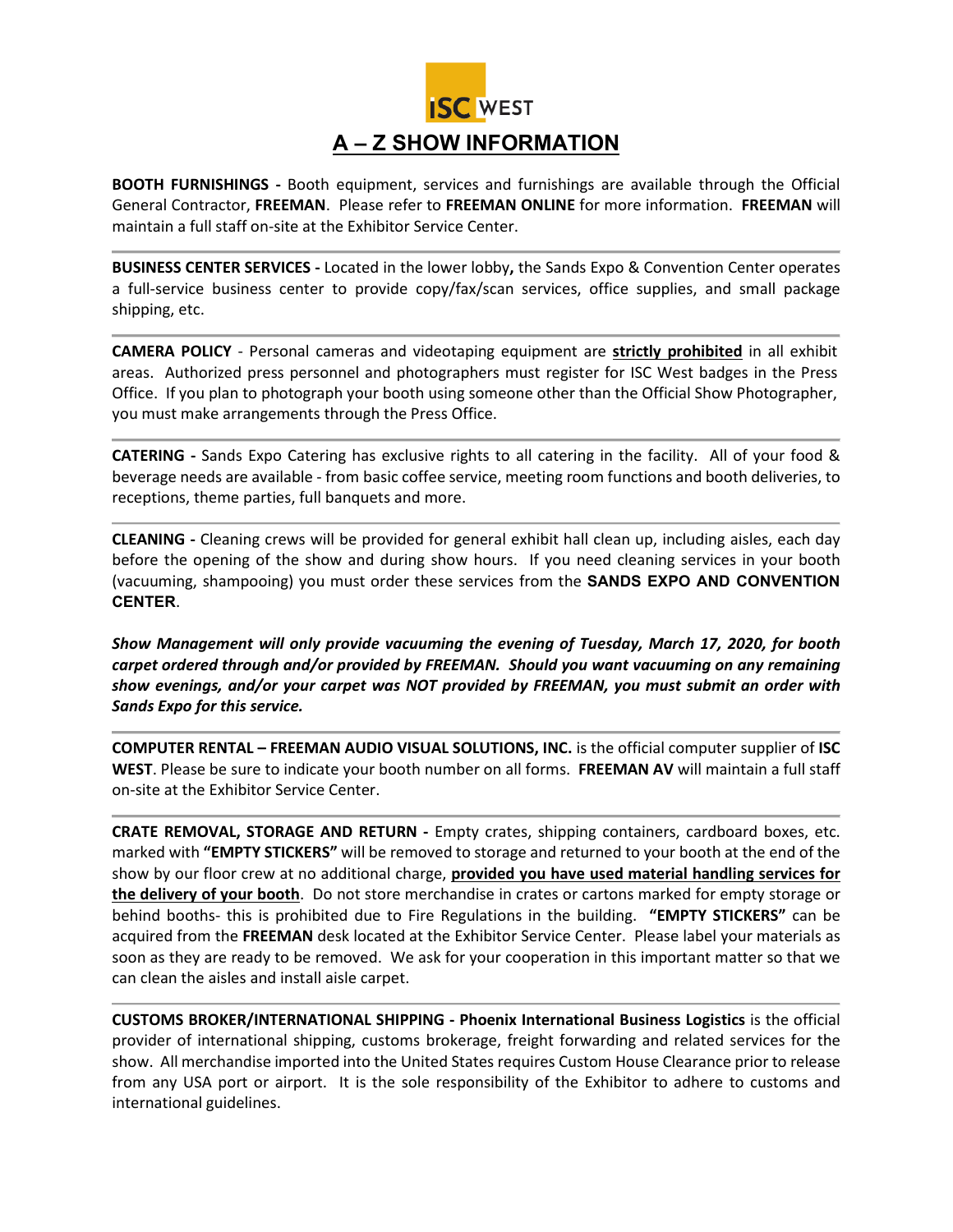ISC WEST

# A – Z SHOW INFORMATION

**BOOTH FURNISHINGS -** Booth equipment, services and furnishings are available through the Official General Contractor, **FREEMAN**. Please refer to **FREEMAN ONLINE** for more information. **FREEMAN** will maintain a full staff on-site at the Exhibitor Service Center.

---

**BUSINESS CENTER SERVICES -** Located in the lower lobby**,** the Sands Expo & Convention Center operates a full-service business center to provide copy/fax/scan services, office supplies, and small package shipping, etc.

---

**CAMERA POLICY** - Personal cameras and videotaping equipment are **strictly prohibited** in all exhibit areas. Authorized press personnel and photographers must register for ISC West badges in the Press Office. If you plan to photograph your booth using someone other than the Official Show Photographer, you must make arrangements through the Press Office.

---

**CATERING -** Sands Expo Catering has exclusive rights to all catering in the facility. All of your food & beverage needs are available - from basic coffee service, meeting room functions and booth deliveries, to receptions, theme parties, full banquets and more.

---

**CLEANING -** Cleaning crews will be provided for general exhibit hall clean up, including aisles, each day before the opening of the show and during show hours. If you need cleaning services in your booth (vacuuming, shampooing) you must order these services from the **SANDS EXPO AND CONVENTION CENTER**.

***Show Management will only provide vacuuming the evening of Tuesday, March 17, 2020, for booth carpet ordered through and/or provided by FREEMAN. Should you want vacuuming on any remaining show evenings, and/or your carpet was NOT provided by FREEMAN, you must submit an order with Sands Expo for this service.***

---

**COMPUTER RENTAL – FREEMAN AUDIO VISUAL SOLUTIONS, INC.** is the official computer supplier of **ISC WEST**. Please be sure to indicate your booth number on all forms. **FREEMAN AV** will maintain a full staff on-site at the Exhibitor Service Center.

---

**CRATE REMOVAL, STORAGE AND RETURN -** Empty crates, shipping containers, cardboard boxes, etc. marked with **"EMPTY STICKERS"** will be removed to storage and returned to your booth at the end of the show by our floor crew at no additional charge, **provided you have used material handling services for the delivery of your booth**. Do not store merchandise in crates or cartons marked for empty storage or behind booths- this is prohibited due to Fire Regulations in the building. **"EMPTY STICKERS"** can be acquired from the **FREEMAN** desk located at the Exhibitor Service Center. Please label your materials as soon as they are ready to be removed. We ask for your cooperation in this important matter so that we can clean the aisles and install aisle carpet.

---

**CUSTOMS BROKER/INTERNATIONAL SHIPPING - Phoenix International Business Logistics** is the official provider of international shipping, customs brokerage, freight forwarding and related services for the show. All merchandise imported into the United States requires Custom House Clearance prior to release from any USA port or airport. It is the sole responsibility of the Exhibitor to adhere to customs and international guidelines.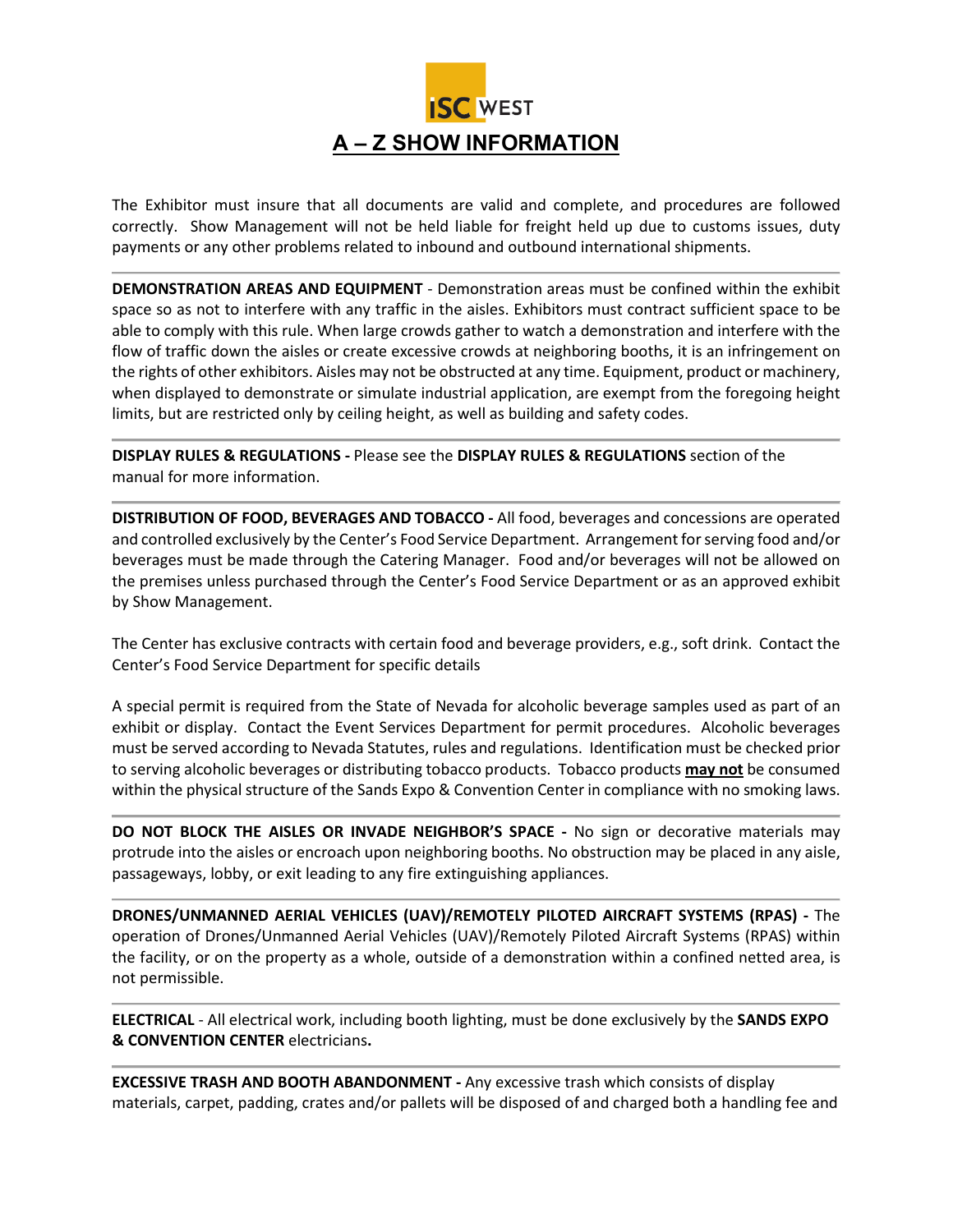ISC WEST

# A – Z SHOW INFORMATION

The Exhibitor must insure that all documents are valid and complete, and procedures are followed correctly. Show Management will not be held liable for freight held up due to customs issues, duty payments or any other problems related to inbound and outbound international shipments.

---

**DEMONSTRATION AREAS AND EQUIPMENT** - Demonstration areas must be confined within the exhibit space so as not to interfere with any traffic in the aisles. Exhibitors must contract sufficient space to be able to comply with this rule. When large crowds gather to watch a demonstration and interfere with the flow of traffic down the aisles or create excessive crowds at neighboring booths, it is an infringement on the rights of other exhibitors. Aisles may not be obstructed at any time. Equipment, product or machinery, when displayed to demonstrate or simulate industrial application, are exempt from the foregoing height limits, but are restricted only by ceiling height, as well as building and safety codes.

---

**DISPLAY RULES & REGULATIONS -** Please see the **DISPLAY RULES & REGULATIONS** section of the manual for more information.

---

**DISTRIBUTION OF FOOD, BEVERAGES AND TOBACCO -** All food, beverages and concessions are operated and controlled exclusively by the Center's Food Service Department. Arrangement for serving food and/or beverages must be made through the Catering Manager. Food and/or beverages will not be allowed on the premises unless purchased through the Center's Food Service Department or as an approved exhibit by Show Management.

The Center has exclusive contracts with certain food and beverage providers, e.g., soft drink. Contact the Center's Food Service Department for specific details

A special permit is required from the State of Nevada for alcoholic beverage samples used as part of an exhibit or display. Contact the Event Services Department for permit procedures. Alcoholic beverages must be served according to Nevada Statutes, rules and regulations. Identification must be checked prior to serving alcoholic beverages or distributing tobacco products. Tobacco products <u>**may not**</u> be consumed within the physical structure of the Sands Expo & Convention Center in compliance with no smoking laws.

---

**DO NOT BLOCK THE AISLES OR INVADE NEIGHBOR'S SPACE -** No sign or decorative materials may protrude into the aisles or encroach upon neighboring booths. No obstruction may be placed in any aisle, passageways, lobby, or exit leading to any fire extinguishing appliances.

---

**DRONES/UNMANNED AERIAL VEHICLES (UAV)/REMOTELY PILOTED AIRCRAFT SYSTEMS (RPAS) -** The operation of Drones/Unmanned Aerial Vehicles (UAV)/Remotely Piloted Aircraft Systems (RPAS) within the facility, or on the property as a whole, outside of a demonstration within a confined netted area, is not permissible.

---

**ELECTRICAL** - All electrical work, including booth lighting, must be done exclusively by the **SANDS EXPO & CONVENTION CENTER** electricians**.**

---

**EXCESSIVE TRASH AND BOOTH ABANDONMENT -** Any excessive trash which consists of display materials, carpet, padding, crates and/or pallets will be disposed of and charged both a handling fee and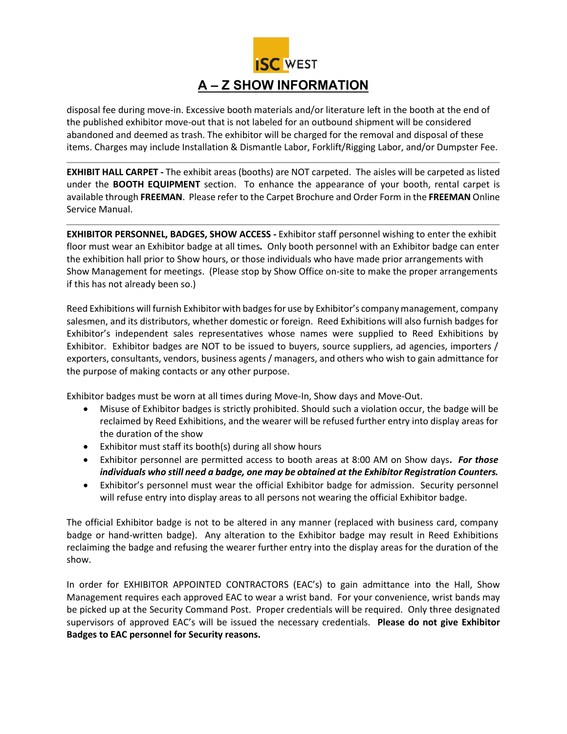disposal fee during move-in. Excessive booth materials and/or literature left in the booth at the end of the published exhibitor move-out that is not labeled for an outbound shipment will be considered abandoned and deemed as trash. The exhibitor will be charged for the removal and disposal of these items. Charges may include Installation & Dismantle Labor, Forklift/Rigging Labor, and/or Dumpster Fee.

---

**EXHIBIT HALL CARPET -** The exhibit areas (booths) are NOT carpeted. The aisles will be carpeted as listed under the **BOOTH EQUIPMENT** section. To enhance the appearance of your booth, rental carpet is available through **FREEMAN**. Please refer to the Carpet Brochure and Order Form in the **FREEMAN** Online Service Manual.

---

**EXHIBITOR PERSONNEL, BADGES, SHOW ACCESS -** Exhibitor staff personnel wishing to enter the exhibit floor must wear an Exhibitor badge at all times. Only booth personnel with an Exhibitor badge can enter the exhibition hall prior to Show hours, or those individuals who have made prior arrangements with Show Management for meetings. (Please stop by Show Office on-site to make the proper arrangements if this has not already been so.)

Reed Exhibitions will furnish Exhibitor with badges for use by Exhibitor's company management, company salesmen, and its distributors, whether domestic or foreign. Reed Exhibitions will also furnish badges for Exhibitor's independent sales representatives whose names were supplied to Reed Exhibitions by Exhibitor. Exhibitor badges are NOT to be issued to buyers, source suppliers, ad agencies, importers / exporters, consultants, vendors, business agents / managers, and others who wish to gain admittance for the purpose of making contacts or any other purpose.

Exhibitor badges must be worn at all times during Move-In, Show days and Move-Out.

- Misuse of Exhibitor badges is strictly prohibited. Should such a violation occur, the badge will be reclaimed by Reed Exhibitions, and the wearer will be refused further entry into display areas for the duration of the show
- Exhibitor must staff its booth(s) during all show hours
- Exhibitor personnel are permitted access to booth areas at 8:00 AM on Show days**.** ***For those individuals who still need a badge, one may be obtained at the Exhibitor Registration Counters.***
- Exhibitor's personnel must wear the official Exhibitor badge for admission. Security personnel will refuse entry into display areas to all persons not wearing the official Exhibitor badge.

The official Exhibitor badge is not to be altered in any manner (replaced with business card, company badge or hand-written badge). Any alteration to the Exhibitor badge may result in Reed Exhibitions reclaiming the badge and refusing the wearer further entry into the display areas for the duration of the show.

In order for EXHIBITOR APPOINTED CONTRACTORS (EAC's) to gain admittance into the Hall, Show Management requires each approved EAC to wear a wrist band. For your convenience, wrist bands may be picked up at the Security Command Post. Proper credentials will be required. Only three designated supervisors of approved EAC's will be issued the necessary credentials. **Please do not give Exhibitor Badges to EAC personnel for Security reasons.**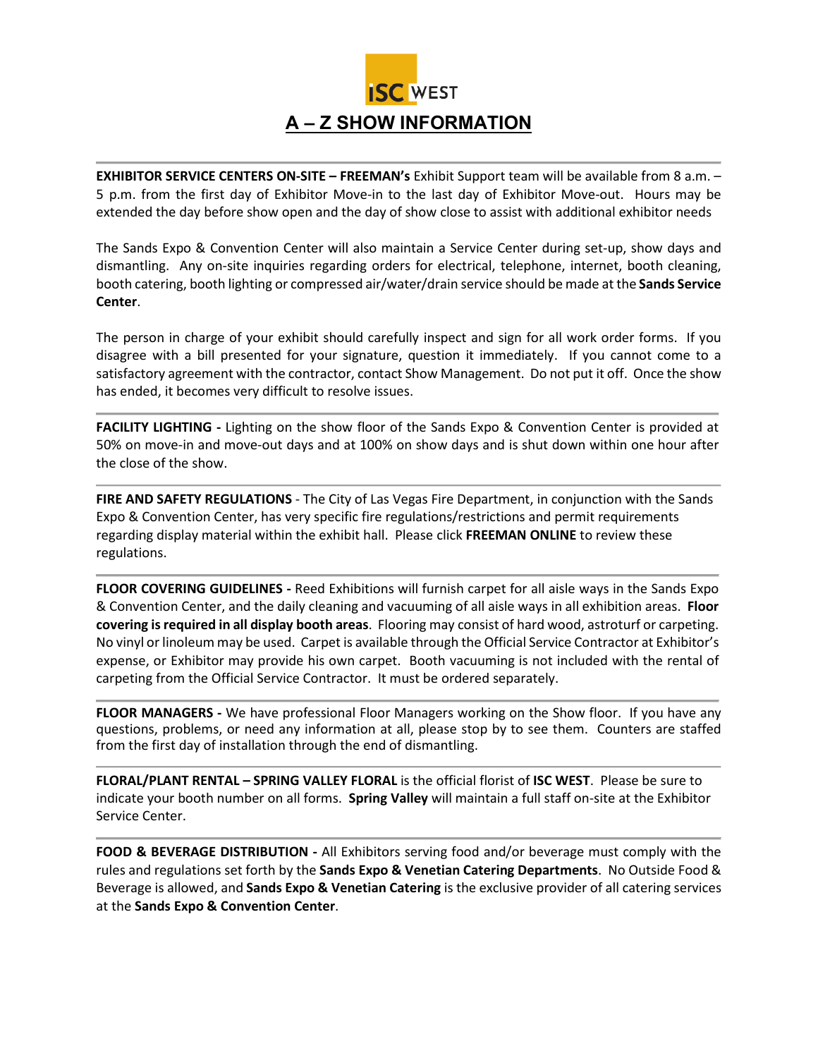# A – Z SHOW INFORMATION

**EXHIBITOR SERVICE CENTERS ON-SITE – FREEMAN's** Exhibit Support team will be available from 8 a.m. – 5 p.m. from the first day of Exhibitor Move-in to the last day of Exhibitor Move-out. Hours may be extended the day before show open and the day of show close to assist with additional exhibitor needs

The Sands Expo & Convention Center will also maintain a Service Center during set-up, show days and dismantling. Any on-site inquiries regarding orders for electrical, telephone, internet, booth cleaning, booth catering, booth lighting or compressed air/water/drain service should be made at the **Sands Service Center**.

The person in charge of your exhibit should carefully inspect and sign for all work order forms. If you disagree with a bill presented for your signature, question it immediately. If you cannot come to a satisfactory agreement with the contractor, contact Show Management. Do not put it off. Once the show has ended, it becomes very difficult to resolve issues.

---

**FACILITY LIGHTING -** Lighting on the show floor of the Sands Expo & Convention Center is provided at 50% on move-in and move-out days and at 100% on show days and is shut down within one hour after the close of the show.

---

**FIRE AND SAFETY REGULATIONS** - The City of Las Vegas Fire Department, in conjunction with the Sands Expo & Convention Center, has very specific fire regulations/restrictions and permit requirements regarding display material within the exhibit hall. Please click **FREEMAN ONLINE** to review these regulations.

---

**FLOOR COVERING GUIDELINES -** Reed Exhibitions will furnish carpet for all aisle ways in the Sands Expo & Convention Center, and the daily cleaning and vacuuming of all aisle ways in all exhibition areas. **Floor covering is required in all display booth areas**. Flooring may consist of hard wood, astroturf or carpeting. No vinyl or linoleum may be used. Carpet is available through the Official Service Contractor at Exhibitor's expense, or Exhibitor may provide his own carpet. Booth vacuuming is not included with the rental of carpeting from the Official Service Contractor. It must be ordered separately.

---

**FLOOR MANAGERS -** We have professional Floor Managers working on the Show floor. If you have any questions, problems, or need any information at all, please stop by to see them. Counters are staffed from the first day of installation through the end of dismantling.

---

**FLORAL/PLANT RENTAL – SPRING VALLEY FLORAL** is the official florist of **ISC WEST**. Please be sure to indicate your booth number on all forms. **Spring Valley** will maintain a full staff on-site at the Exhibitor Service Center.

---

**FOOD & BEVERAGE DISTRIBUTION -** All Exhibitors serving food and/or beverage must comply with the rules and regulations set forth by the **Sands Expo & Venetian Catering Departments**. No Outside Food & Beverage is allowed, and **Sands Expo & Venetian Catering** is the exclusive provider of all catering services at the **Sands Expo & Convention Center**.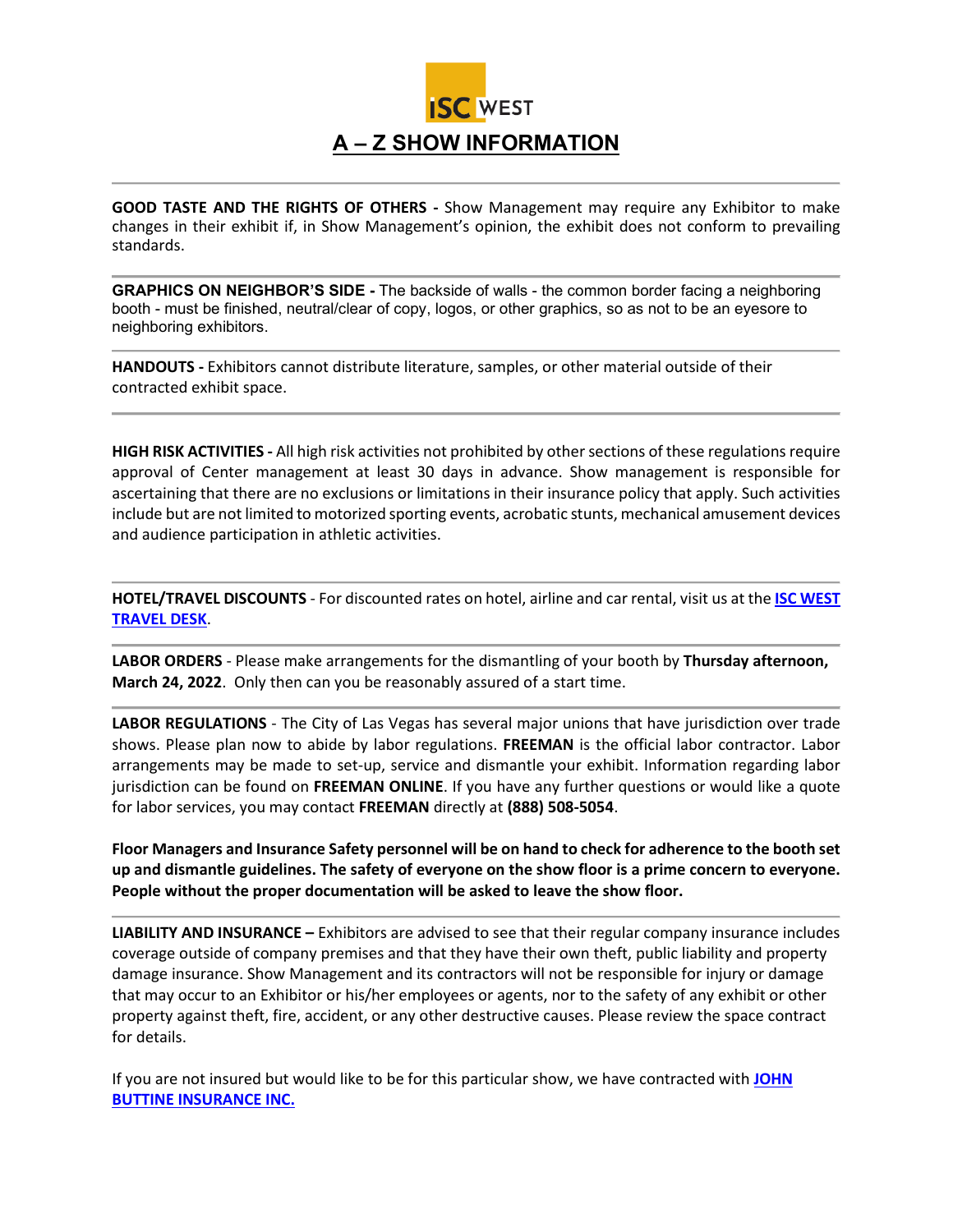# A – Z SHOW INFORMATION

**GOOD TASTE AND THE RIGHTS OF OTHERS -** Show Management may require any Exhibitor to make changes in their exhibit if, in Show Management's opinion, the exhibit does not conform to prevailing standards.

**GRAPHICS ON NEIGHBOR'S SIDE -** The backside of walls - the common border facing a neighboring booth - must be finished, neutral/clear of copy, logos, or other graphics, so as not to be an eyesore to neighboring exhibitors.

**HANDOUTS -** Exhibitors cannot distribute literature, samples, or other material outside of their contracted exhibit space.

**HIGH RISK ACTIVITIES -** All high risk activities not prohibited by other sections of these regulations require approval of Center management at least 30 days in advance. Show management is responsible for ascertaining that there are no exclusions or limitations in their insurance policy that apply. Such activities include but are not limited to motorized sporting events, acrobatic stunts, mechanical amusement devices and audience participation in athletic activities.

**HOTEL/TRAVEL DISCOUNTS** - For discounted rates on hotel, airline and car rental, visit us at the **ISC WEST TRAVEL DESK**.

**LABOR ORDERS** - Please make arrangements for the dismantling of your booth by **Thursday afternoon, March 24, 2022**. Only then can you be reasonably assured of a start time.

**LABOR REGULATIONS** - The City of Las Vegas has several major unions that have jurisdiction over trade shows. Please plan now to abide by labor regulations. **FREEMAN** is the official labor contractor. Labor arrangements may be made to set-up, service and dismantle your exhibit. Information regarding labor jurisdiction can be found on **FREEMAN ONLINE**. If you have any further questions or would like a quote for labor services, you may contact **FREEMAN** directly at **(888) 508-5054**.

**Floor Managers and Insurance Safety personnel will be on hand to check for adherence to the booth set up and dismantle guidelines. The safety of everyone on the show floor is a prime concern to everyone. People without the proper documentation will be asked to leave the show floor.**

**LIABILITY AND INSURANCE –** Exhibitors are advised to see that their regular company insurance includes coverage outside of company premises and that they have their own theft, public liability and property damage insurance. Show Management and its contractors will not be responsible for injury or damage that may occur to an Exhibitor or his/her employees or agents, nor to the safety of any exhibit or other property against theft, fire, accident, or any other destructive causes. Please review the space contract for details.

If you are not insured but would like to be for this particular show, we have contracted with **JOHN BUTTINE INSURANCE INC.**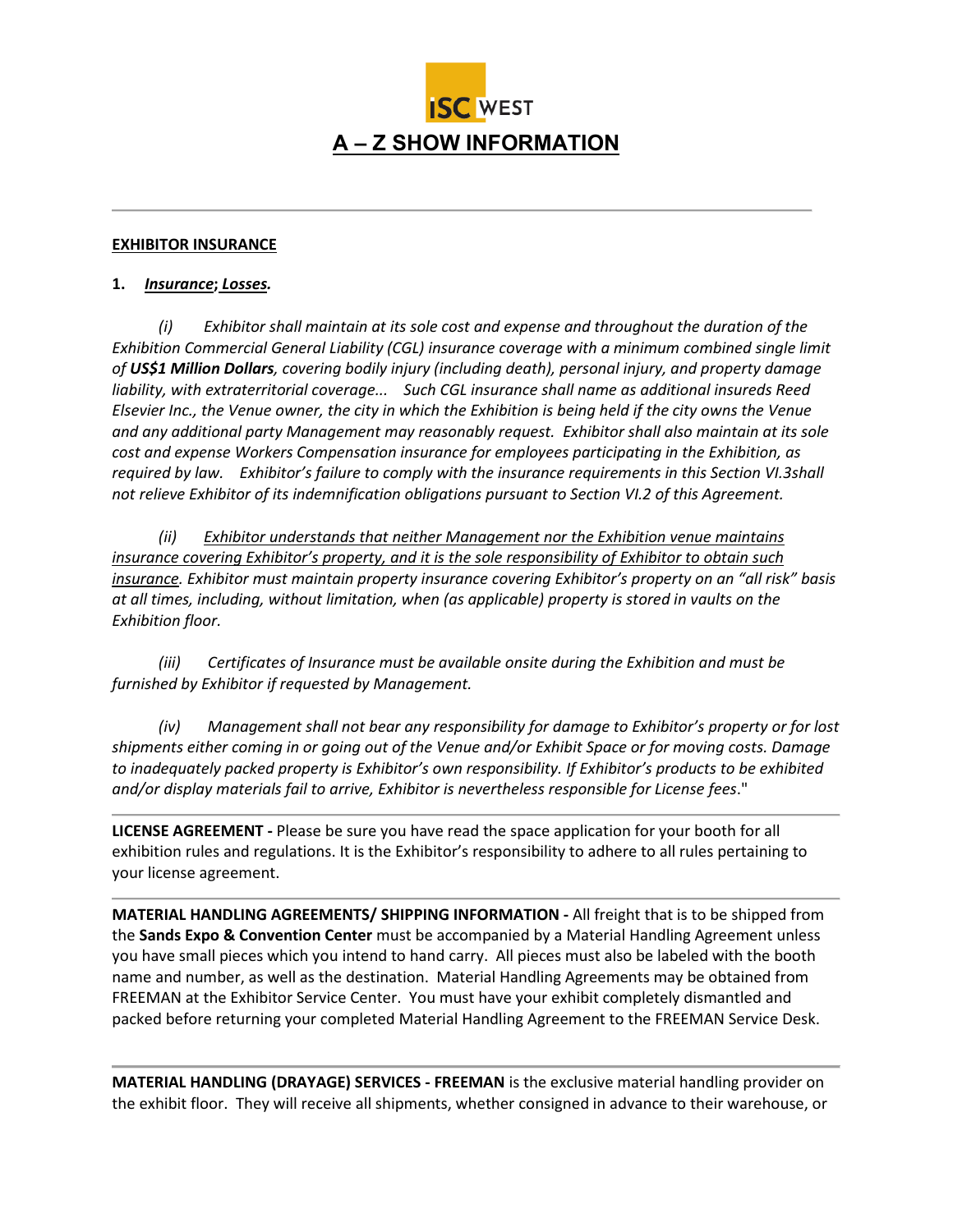ISC WEST

# A – Z SHOW INFORMATION

---

**EXHIBITOR INSURANCE**

**1.** ***Insurance*****;** ***Losses.***

*(i) Exhibitor shall maintain at its sole cost and expense and throughout the duration of the Exhibition Commercial General Liability (CGL) insurance coverage with a minimum combined single limit of **US$1 Million Dollars**, covering bodily injury (including death), personal injury, and property damage liability, with extraterritorial coverage... Such CGL insurance shall name as additional insureds Reed Elsevier Inc., the Venue owner, the city in which the Exhibition is being held if the city owns the Venue and any additional party Management may reasonably request. Exhibitor shall also maintain at its sole cost and expense Workers Compensation insurance for employees participating in the Exhibition, as required by law. Exhibitor's failure to comply with the insurance requirements in this Section VI.3shall not relieve Exhibitor of its indemnification obligations pursuant to Section VI.2 of this Agreement.*

*(ii) Exhibitor understands that neither Management nor the Exhibition venue maintains insurance covering Exhibitor's property, and it is the sole responsibility of Exhibitor to obtain such insurance. Exhibitor must maintain property insurance covering Exhibitor's property on an "all risk" basis at all times, including, without limitation, when (as applicable) property is stored in vaults on the Exhibition floor.*

*(iii) Certificates of Insurance must be available onsite during the Exhibition and must be furnished by Exhibitor if requested by Management.*

*(iv) Management shall not bear any responsibility for damage to Exhibitor's property or for lost shipments either coming in or going out of the Venue and/or Exhibit Space or for moving costs. Damage to inadequately packed property is Exhibitor's own responsibility. If Exhibitor's products to be exhibited and/or display materials fail to arrive, Exhibitor is nevertheless responsible for License fees*."

---

**LICENSE AGREEMENT -** Please be sure you have read the space application for your booth for all exhibition rules and regulations. It is the Exhibitor's responsibility to adhere to all rules pertaining to your license agreement.

---

**MATERIAL HANDLING AGREEMENTS/ SHIPPING INFORMATION -** All freight that is to be shipped from the **Sands Expo & Convention Center** must be accompanied by a Material Handling Agreement unless you have small pieces which you intend to hand carry. All pieces must also be labeled with the booth name and number, as well as the destination. Material Handling Agreements may be obtained from FREEMAN at the Exhibitor Service Center. You must have your exhibit completely dismantled and packed before returning your completed Material Handling Agreement to the FREEMAN Service Desk.

---

**MATERIAL HANDLING (DRAYAGE) SERVICES - FREEMAN** is the exclusive material handling provider on the exhibit floor. They will receive all shipments, whether consigned in advance to their warehouse, or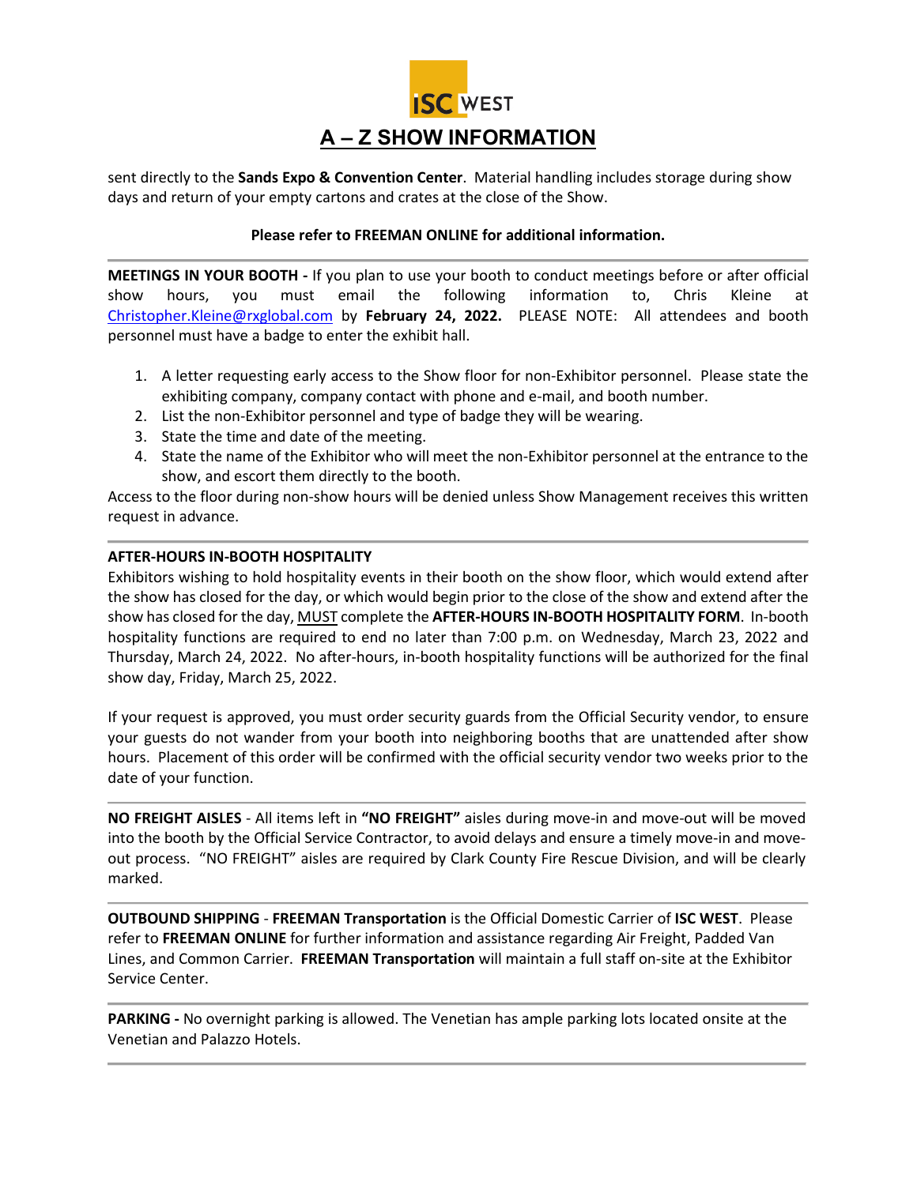sent directly to the **Sands Expo & Convention Center**. Material handling includes storage during show days and return of your empty cartons and crates at the close of the Show.

**Please refer to FREEMAN ONLINE for additional information.**

---

**MEETINGS IN YOUR BOOTH -** If you plan to use your booth to conduct meetings before or after official show hours, you must email the following information to, Chris Kleine at Christopher.Kleine@rxglobal.com by **February 24, 2022.** PLEASE NOTE: All attendees and booth personnel must have a badge to enter the exhibit hall.

1. A letter requesting early access to the Show floor for non-Exhibitor personnel. Please state the exhibiting company, company contact with phone and e-mail, and booth number.
2. List the non-Exhibitor personnel and type of badge they will be wearing.
3. State the time and date of the meeting.
4. State the name of the Exhibitor who will meet the non-Exhibitor personnel at the entrance to the show, and escort them directly to the booth.

Access to the floor during non-show hours will be denied unless Show Management receives this written request in advance.

---

**AFTER-HOURS IN-BOOTH HOSPITALITY**

Exhibitors wishing to hold hospitality events in their booth on the show floor, which would extend after the show has closed for the day, or which would begin prior to the close of the show and extend after the show has closed for the day, MUST complete the **AFTER-HOURS IN-BOOTH HOSPITALITY FORM**. In-booth hospitality functions are required to end no later than 7:00 p.m. on Wednesday, March 23, 2022 and Thursday, March 24, 2022. No after-hours, in-booth hospitality functions will be authorized for the final show day, Friday, March 25, 2022.

If your request is approved, you must order security guards from the Official Security vendor, to ensure your guests do not wander from your booth into neighboring booths that are unattended after show hours. Placement of this order will be confirmed with the official security vendor two weeks prior to the date of your function.

---

**NO FREIGHT AISLES** - All items left in **"NO FREIGHT"** aisles during move-in and move-out will be moved into the booth by the Official Service Contractor, to avoid delays and ensure a timely move-in and move-out process. "NO FREIGHT" aisles are required by Clark County Fire Rescue Division, and will be clearly marked.

---

**OUTBOUND SHIPPING** - **FREEMAN Transportation** is the Official Domestic Carrier of **ISC WEST**. Please refer to **FREEMAN ONLINE** for further information and assistance regarding Air Freight, Padded Van Lines, and Common Carrier. **FREEMAN Transportation** will maintain a full staff on-site at the Exhibitor Service Center.

---

**PARKING -** No overnight parking is allowed. The Venetian has ample parking lots located onsite at the Venetian and Palazzo Hotels.

---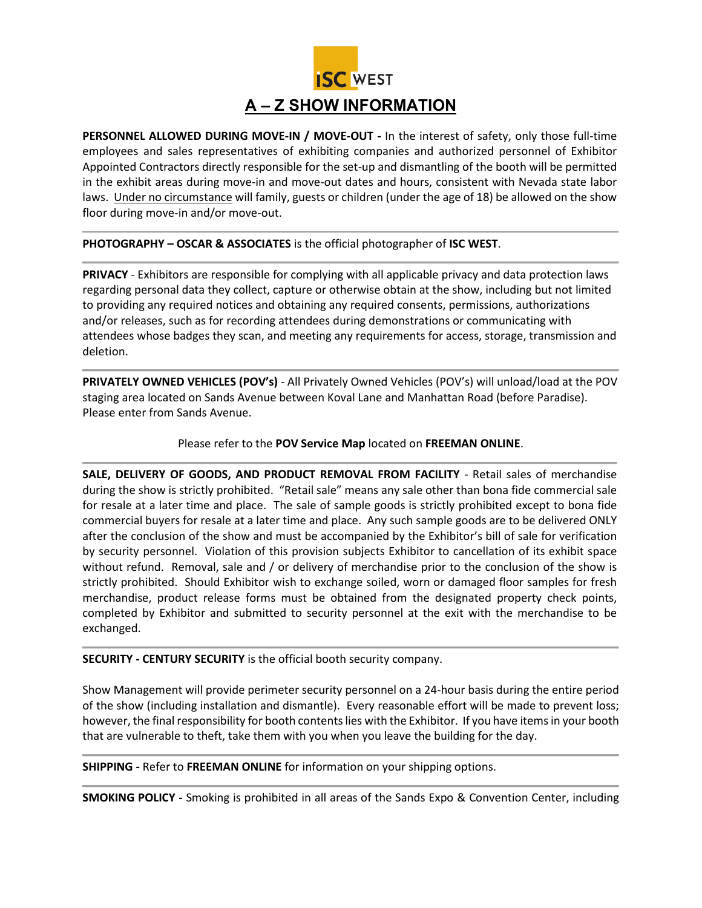ISC WEST

# A – Z SHOW INFORMATION

**PERSONNEL ALLOWED DURING MOVE-IN / MOVE-OUT -** In the interest of safety, only those full-time employees and sales representatives of exhibiting companies and authorized personnel of Exhibitor Appointed Contractors directly responsible for the set-up and dismantling of the booth will be permitted in the exhibit areas during move-in and move-out dates and hours, consistent with Nevada state labor laws. Under no circumstance will family, guests or children (under the age of 18) be allowed on the show floor during move-in and/or move-out.

---

**PHOTOGRAPHY – OSCAR & ASSOCIATES** is the official photographer of **ISC WEST**.

---

**PRIVACY** - Exhibitors are responsible for complying with all applicable privacy and data protection laws regarding personal data they collect, capture or otherwise obtain at the show, including but not limited to providing any required notices and obtaining any required consents, permissions, authorizations and/or releases, such as for recording attendees during demonstrations or communicating with attendees whose badges they scan, and meeting any requirements for access, storage, transmission and deletion.

---

**PRIVATELY OWNED VEHICLES (POV's)** - All Privately Owned Vehicles (POV's) will unload/load at the POV staging area located on Sands Avenue between Koval Lane and Manhattan Road (before Paradise). Please enter from Sands Avenue.

Please refer to the **POV Service Map** located on **FREEMAN ONLINE**.

---

**SALE, DELIVERY OF GOODS, AND PRODUCT REMOVAL FROM FACILITY** - Retail sales of merchandise during the show is strictly prohibited. "Retail sale" means any sale other than bona fide commercial sale for resale at a later time and place. The sale of sample goods is strictly prohibited except to bona fide commercial buyers for resale at a later time and place. Any such sample goods are to be delivered ONLY after the conclusion of the show and must be accompanied by the Exhibitor's bill of sale for verification by security personnel. Violation of this provision subjects Exhibitor to cancellation of its exhibit space without refund. Removal, sale and / or delivery of merchandise prior to the conclusion of the show is strictly prohibited. Should Exhibitor wish to exchange soiled, worn or damaged floor samples for fresh merchandise, product release forms must be obtained from the designated property check points, completed by Exhibitor and submitted to security personnel at the exit with the merchandise to be exchanged.

---

**SECURITY - CENTURY SECURITY** is the official booth security company.

Show Management will provide perimeter security personnel on a 24-hour basis during the entire period of the show (including installation and dismantle). Every reasonable effort will be made to prevent loss; however, the final responsibility for booth contents lies with the Exhibitor. If you have items in your booth that are vulnerable to theft, take them with you when you leave the building for the day.

---

**SHIPPING -** Refer to **FREEMAN ONLINE** for information on your shipping options.

---

**SMOKING POLICY -** Smoking is prohibited in all areas of the Sands Expo & Convention Center, including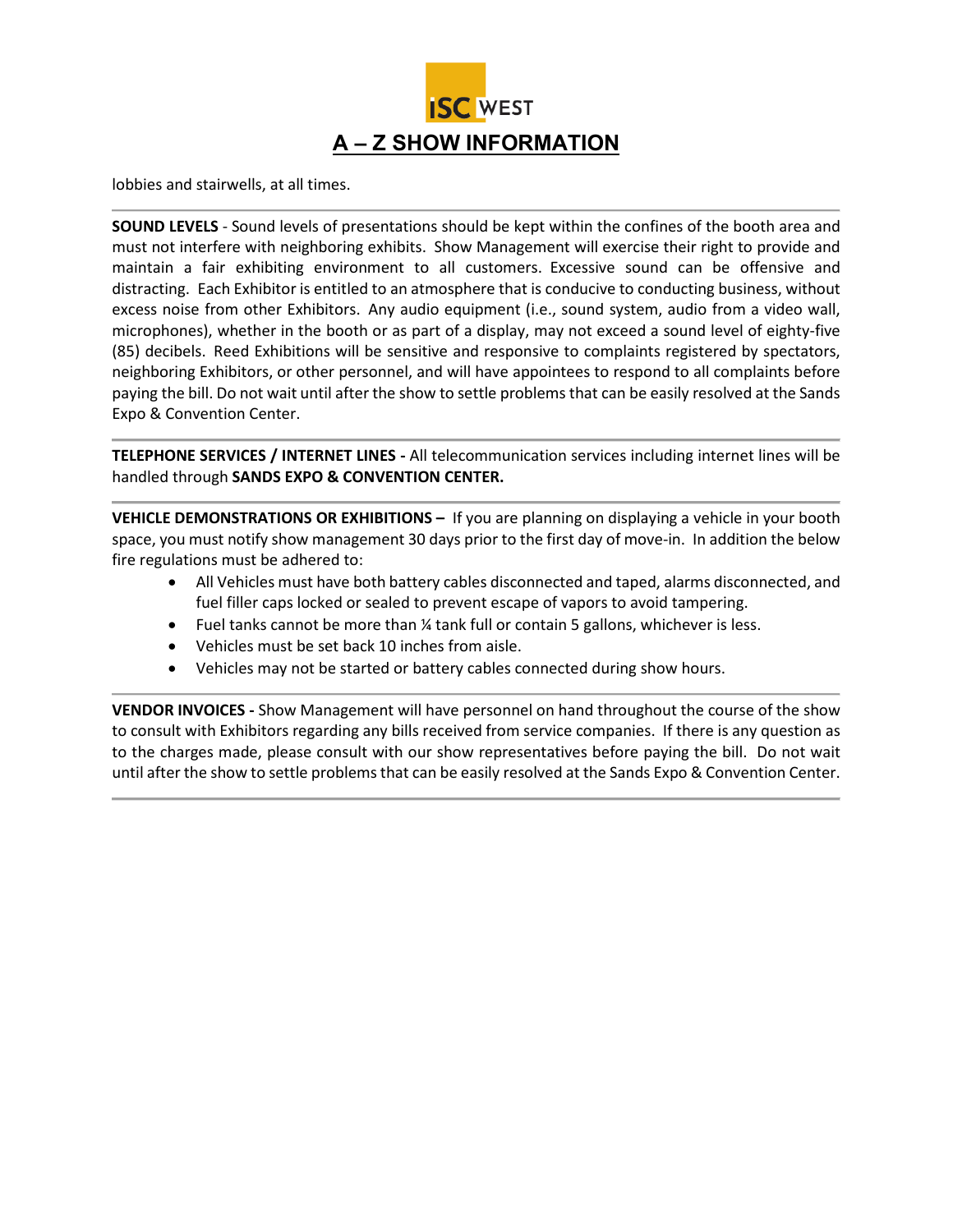lobbies and stairwells, at all times.

---

**SOUND LEVELS** - Sound levels of presentations should be kept within the confines of the booth area and must not interfere with neighboring exhibits. Show Management will exercise their right to provide and maintain a fair exhibiting environment to all customers. Excessive sound can be offensive and distracting. Each Exhibitor is entitled to an atmosphere that is conducive to conducting business, without excess noise from other Exhibitors. Any audio equipment (i.e., sound system, audio from a video wall, microphones), whether in the booth or as part of a display, may not exceed a sound level of eighty-five (85) decibels. Reed Exhibitions will be sensitive and responsive to complaints registered by spectators, neighboring Exhibitors, or other personnel, and will have appointees to respond to all complaints before paying the bill. Do not wait until after the show to settle problems that can be easily resolved at the Sands Expo & Convention Center.

---

**TELEPHONE SERVICES / INTERNET LINES -** All telecommunication services including internet lines will be handled through **SANDS EXPO & CONVENTION CENTER.**

---

**VEHICLE DEMONSTRATIONS OR EXHIBITIONS –** If you are planning on displaying a vehicle in your booth space, you must notify show management 30 days prior to the first day of move-in. In addition the below fire regulations must be adhered to:

- All Vehicles must have both battery cables disconnected and taped, alarms disconnected, and fuel filler caps locked or sealed to prevent escape of vapors to avoid tampering.
- Fuel tanks cannot be more than ¼ tank full or contain 5 gallons, whichever is less.
- Vehicles must be set back 10 inches from aisle.
- Vehicles may not be started or battery cables connected during show hours.

---

**VENDOR INVOICES -** Show Management will have personnel on hand throughout the course of the show to consult with Exhibitors regarding any bills received from service companies. If there is any question as to the charges made, please consult with our show representatives before paying the bill. Do not wait until after the show to settle problems that can be easily resolved at the Sands Expo & Convention Center.

---